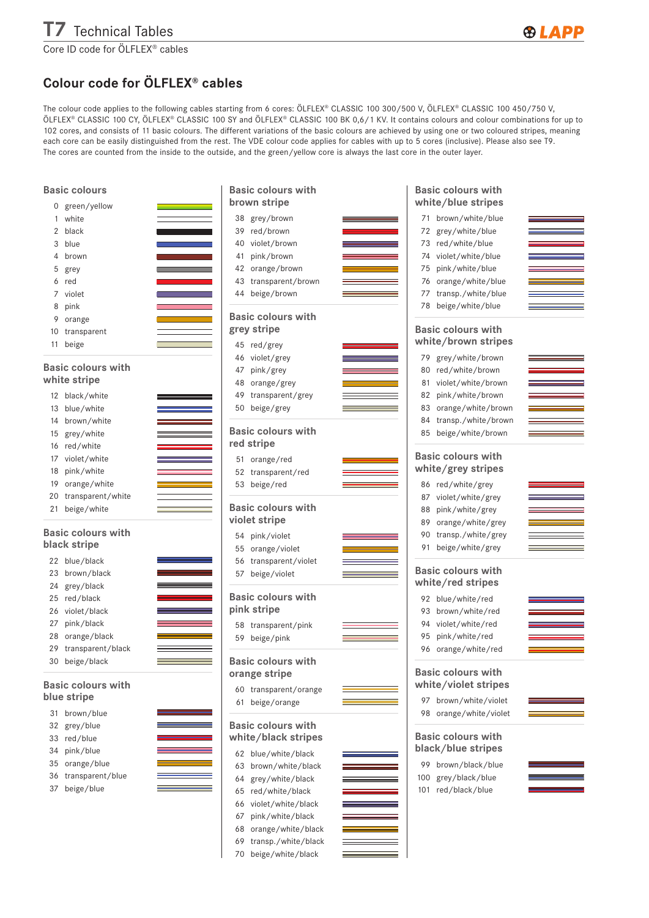# T7 Technical Tables

Core ID code for ÖLFLEX® cables

## Colour code for ÖLFLEX® cables

The colour code applies to the following cables starting from 6 cores: ÖLFLEX® CLASSIC 100 300/500 V, ÖLFLEX® CLASSIC 100 450/750 V, ÖLFLEX® CLASSIC 100 CY, ÖLFLEX® CLASSIC 100 SY and ÖLFLEX® CLASSIC 100 BK 0,6/1 KV. It contains colours and colour combinations for up to 102 cores, and consists of 11 basic colours. The different variations of the basic colours are achieved by using one or two coloured stripes, meaning each core can be easily distinguished from the rest. The VDE colour code applies for cables with up to 5 cores (inclusive). Please also see T9.
The cores are counted from the inside to the outside, and the green/yellow core is always the last core in the outer layer.

### Basic colours

| No. | Colour |
|---|---|
| 0 | green/yellow |
| 1 | white |
| 2 | black |
| 3 | blue |
| 4 | brown |
| 5 | grey |
| 6 | red |
| 7 | violet |
| 8 | pink |
| 9 | orange |
| 10 | transparent |
| 11 | beige |

### Basic colours with white stripe

| No. | Colour |
|---|---|
| 12 | black/white |
| 13 | blue/white |
| 14 | brown/white |
| 15 | grey/white |
| 16 | red/white |
| 17 | violet/white |
| 18 | pink/white |
| 19 | orange/white |
| 20 | transparent/white |
| 21 | beige/white |

### Basic colours with black stripe

| No. | Colour |
|---|---|
| 22 | blue/black |
| 23 | brown/black |
| 24 | grey/black |
| 25 | red/black |
| 26 | violet/black |
| 27 | pink/black |
| 28 | orange/black |
| 29 | transparent/black |
| 30 | beige/black |

### Basic colours with blue stripe

| No. | Colour |
|---|---|
| 31 | brown/blue |
| 32 | grey/blue |
| 33 | red/blue |
| 34 | pink/blue |
| 35 | orange/blue |
| 36 | transparent/blue |
| 37 | beige/blue |

### Basic colours with brown stripe

| No. | Colour |
|---|---|
| 38 | grey/brown |
| 39 | red/brown |
| 40 | violet/brown |
| 41 | pink/brown |
| 42 | orange/brown |
| 43 | transparent/brown |
| 44 | beige/brown |

### Basic colours with grey stripe

| No. | Colour |
|---|---|
| 45 | red/grey |
| 46 | violet/grey |
| 47 | pink/grey |
| 48 | orange/grey |
| 49 | transparent/grey |
| 50 | beige/grey |

### Basic colours with red stripe

| No. | Colour |
|---|---|
| 51 | orange/red |
| 52 | transparent/red |
| 53 | beige/red |

### Basic colours with violet stripe

| No. | Colour |
|---|---|
| 54 | pink/violet |
| 55 | orange/violet |
| 56 | transparent/violet |
| 57 | beige/violet |

### Basic colours with pink stripe

| No. | Colour |
|---|---|
| 58 | transparent/pink |
| 59 | beige/pink |

### Basic colours with orange stripe

| No. | Colour |
|---|---|
| 60 | transparent/orange |
| 61 | beige/orange |

### Basic colours with white/black stripes

| No. | Colour |
|---|---|
| 62 | blue/white/black |
| 63 | brown/white/black |
| 64 | grey/white/black |
| 65 | red/white/black |
| 66 | violet/white/black |
| 67 | pink/white/black |
| 68 | orange/white/black |
| 69 | transp./white/black |
| 70 | beige/white/black |

### Basic colours with white/blue stripes

| No. | Colour |
|---|---|
| 71 | brown/white/blue |
| 72 | grey/white/blue |
| 73 | red/white/blue |
| 74 | violet/white/blue |
| 75 | pink/white/blue |
| 76 | orange/white/blue |
| 77 | transp./white/blue |
| 78 | beige/white/blue |

### Basic colours with white/brown stripes

| No. | Colour |
|---|---|
| 79 | grey/white/brown |
| 80 | red/white/brown |
| 81 | violet/white/brown |
| 82 | pink/white/brown |
| 83 | orange/white/brown |
| 84 | transp./white/brown |
| 85 | beige/white/brown |

### Basic colours with white/grey stripes

| No. | Colour |
|---|---|
| 86 | red/white/grey |
| 87 | violet/white/grey |
| 88 | pink/white/grey |
| 89 | orange/white/grey |
| 90 | transp./white/grey |
| 91 | beige/white/grey |

### Basic colours with white/red stripes

| No. | Colour |
|---|---|
| 92 | blue/white/red |
| 93 | brown/white/red |
| 94 | violet/white/red |
| 95 | pink/white/red |
| 96 | orange/white/red |

### Basic colours with white/violet stripes

| No. | Colour |
|---|---|
| 97 | brown/white/violet |
| 98 | orange/white/violet |

### Basic colours with black/blue stripes

| No. | Colour |
|---|---|
| 99 | brown/black/blue |
| 100 | grey/black/blue |
| 101 | red/black/blue |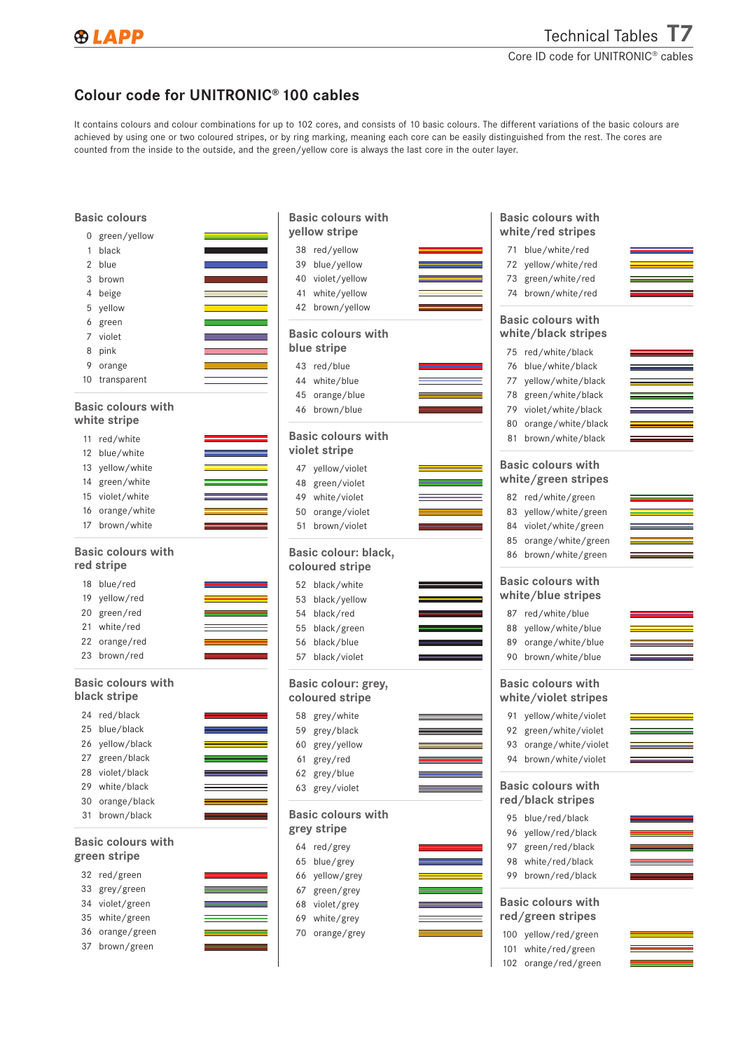## Colour code for UNITRONIC® 100 cables

It contains colours and colour combinations for up to 102 cores, and consists of 10 basic colours. The different variations of the basic colours are achieved by using one or two coloured stripes, or by ring marking, meaning each core can be easily distinguished from the rest. The cores are counted from the inside to the outside, and the green/yellow core is always the last core in the outer layer.

### Basic colours

0 green/yellow
1 black
2 blue
3 brown
4 beige
5 yellow
6 green
7 violet
8 pink
9 orange
10 transparent

### Basic colours with white stripe

11 red/white
12 blue/white
13 yellow/white
14 green/white
15 violet/white
16 orange/white
17 brown/white

### Basic colours with red stripe

18 blue/red
19 yellow/red
20 green/red
21 white/red
22 orange/red
23 brown/red

### Basic colours with black stripe

24 red/black
25 blue/black
26 yellow/black
27 green/black
28 violet/black
29 white/black
30 orange/black
31 brown/black

### Basic colours with green stripe

32 red/green
33 grey/green
34 violet/green
35 white/green
36 orange/green
37 brown/green

### Basic colours with yellow stripe

38 red/yellow
39 blue/yellow
40 violet/yellow
41 white/yellow
42 brown/yellow

### Basic colours with blue stripe

43 red/blue
44 white/blue
45 orange/blue
46 brown/blue

### Basic colours with violet stripe

47 yellow/violet
48 green/violet
49 white/violet
50 orange/violet
51 brown/violet

### Basic colour: black, coloured stripe

52 black/white
53 black/yellow
54 black/red
55 black/green
56 black/blue
57 black/violet

### Basic colour: grey, coloured stripe

58 grey/white
59 grey/black
60 grey/yellow
61 grey/red
62 grey/blue
63 grey/violet

### Basic colours with grey stripe

64 red/grey
65 blue/grey
66 yellow/grey
67 green/grey
68 violet/grey
69 white/grey
70 orange/grey

### Basic colours with white/red stripes

71 blue/white/red
72 yellow/white/red
73 green/white/red
74 brown/white/red

### Basic colours with white/black stripes

75 red/white/black
76 blue/white/black
77 yellow/white/black
78 green/white/black
79 violet/white/black
80 orange/white/black
81 brown/white/black

### Basic colours with white/green stripes

82 red/white/green
83 yellow/white/green
84 violet/white/green
85 orange/white/green
86 brown/white/green

### Basic colours with white/blue stripes

87 red/white/blue
88 yellow/white/blue
89 orange/white/blue
90 brown/white/blue

### Basic colours with white/violet stripes

91 yellow/white/violet
92 green/white/violet
93 orange/white/violet
94 brown/white/violet

### Basic colours with red/black stripes

95 blue/red/black
96 yellow/red/black
97 green/red/black
98 white/red/black
99 brown/red/black

### Basic colours with red/green stripes

100 yellow/red/green
101 white/red/green
102 orange/red/green